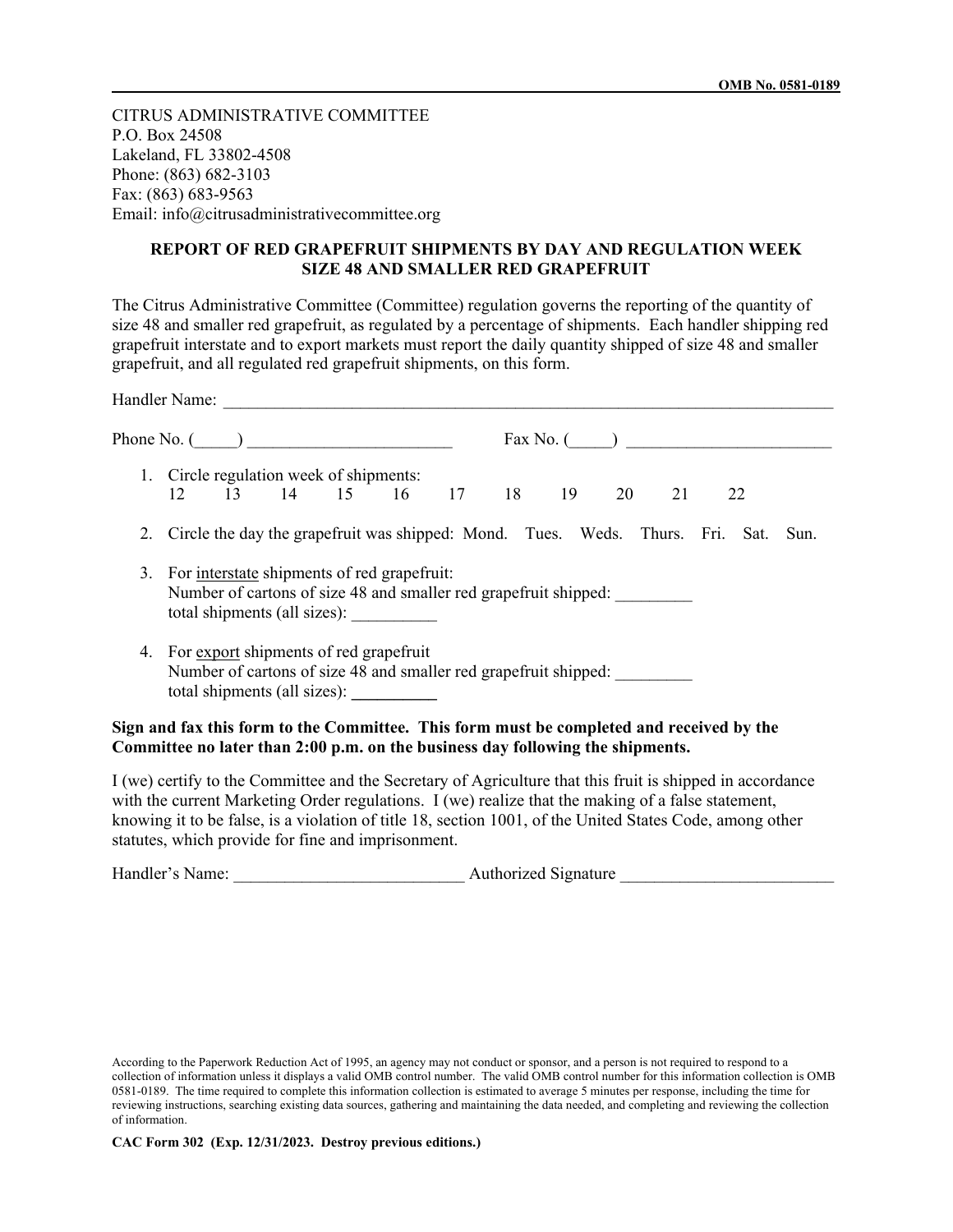OMB No. 0581-0189

CITRUS ADMINISTRATIVE COMMITTEE
P.O. Box 24508
Lakeland, FL 33802-4508
Phone: (863) 682-3103
Fax: (863) 683-9563
Email: info@citrusadministrativecommittee.org

## REPORT OF RED GRAPEFRUIT SHIPMENTS BY DAY AND REGULATION WEEK SIZE 48 AND SMALLER RED GRAPEFRUIT

The Citrus Administrative Committee (Committee) regulation governs the reporting of the quantity of size 48 and smaller red grapefruit, as regulated by a percentage of shipments. Each handler shipping red grapefruit interstate and to export markets must report the daily quantity shipped of size 48 and smaller grapefruit, and all regulated red grapefruit shipments, on this form.

Handler Name: ___________________________________________________________________________

Phone No. (_____) ________________________     Fax No. (_____) ________________________

1. Circle regulation week of shipments:
   12  13  14  15  16  17  18  19  20  21  22

2. Circle the day the grapefruit was shipped: Mond. Tues. Weds. Thurs. Fri. Sat. Sun.

3. For interstate shipments of red grapefruit:
   Number of cartons of size 48 and smaller red grapefruit shipped: _________
   total shipments (all sizes): __________

4. For export shipments of red grapefruit
   Number of cartons of size 48 and smaller red grapefruit shipped: _________
   total shipments (all sizes): __________

**Sign and fax this form to the Committee. This form must be completed and received by the Committee no later than 2:00 p.m. on the business day following the shipments.**

I (we) certify to the Committee and the Secretary of Agriculture that this fruit is shipped in accordance with the current Marketing Order regulations. I (we) realize that the making of a false statement, knowing it to be false, is a violation of title 18, section 1001, of the United States Code, among other statutes, which provide for fine and imprisonment.

Handler's Name: __________________________ Authorized Signature ________________________

According to the Paperwork Reduction Act of 1995, an agency may not conduct or sponsor, and a person is not required to respond to a collection of information unless it displays a valid OMB control number. The valid OMB control number for this information collection is OMB 0581-0189. The time required to complete this information collection is estimated to average 5 minutes per response, including the time for reviewing instructions, searching existing data sources, gathering and maintaining the data needed, and completing and reviewing the collection of information.

**CAC Form 302 (Exp. 12/31/2023. Destroy previous editions.)**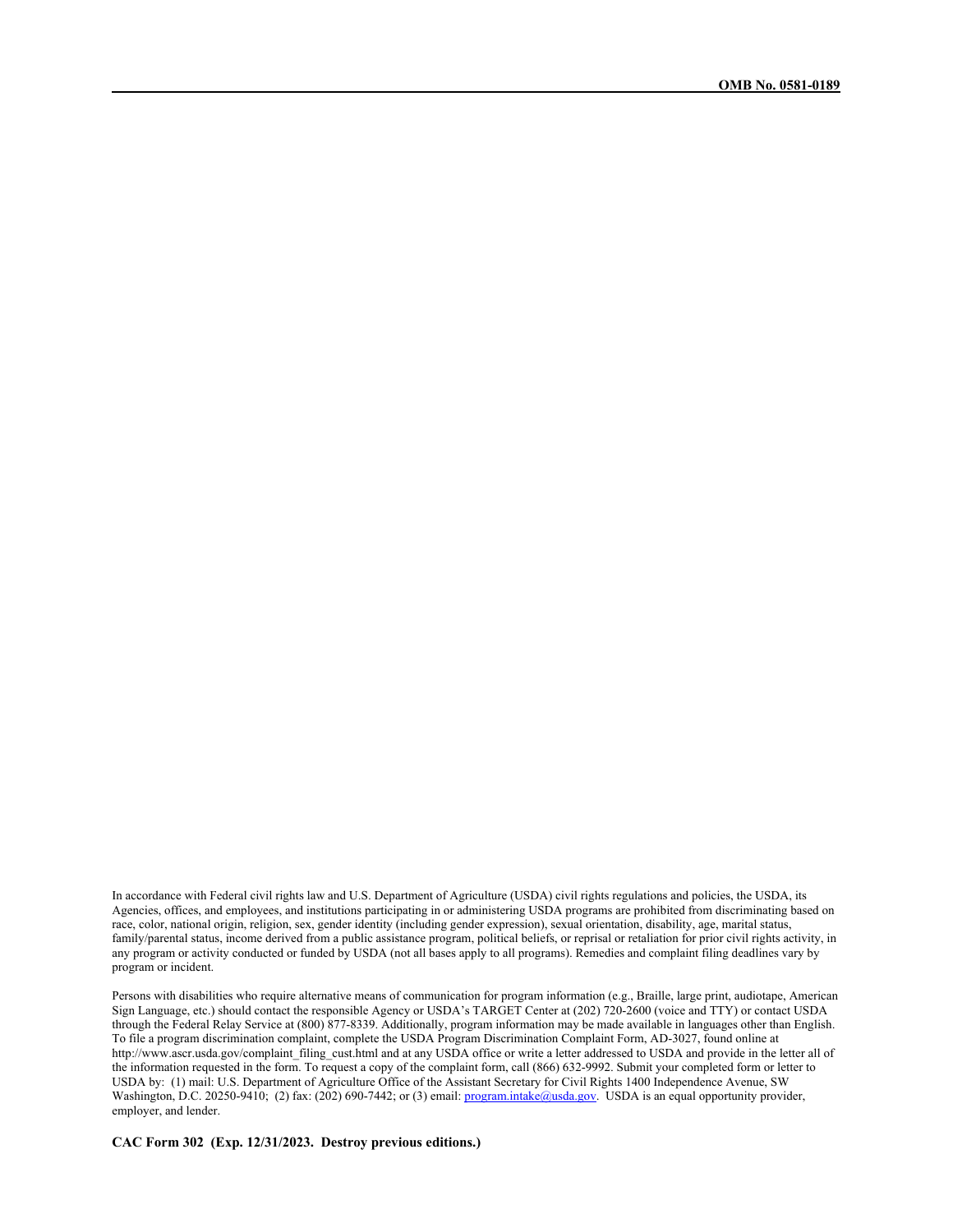In accordance with Federal civil rights law and U.S. Department of Agriculture (USDA) civil rights regulations and policies, the USDA, its Agencies, offices, and employees, and institutions participating in or administering USDA programs are prohibited from discriminating based on race, color, national origin, religion, sex, gender identity (including gender expression), sexual orientation, disability, age, marital status, family/parental status, income derived from a public assistance program, political beliefs, or reprisal or retaliation for prior civil rights activity, in any program or activity conducted or funded by USDA (not all bases apply to all programs). Remedies and complaint filing deadlines vary by program or incident.

Persons with disabilities who require alternative means of communication for program information (e.g., Braille, large print, audiotape, American Sign Language, etc.) should contact the responsible Agency or USDA's TARGET Center at (202) 720-2600 (voice and TTY) or contact USDA through the Federal Relay Service at (800) 877-8339. Additionally, program information may be made available in languages other than English. To file a program discrimination complaint, complete the USDA Program Discrimination Complaint Form, AD-3027, found online at http://www.ascr.usda.gov/complaint_filing_cust.html and at any USDA office or write a letter addressed to USDA and provide in the letter all of the information requested in the form. To request a copy of the complaint form, call (866) 632-9992. Submit your completed form or letter to USDA by: (1) mail: U.S. Department of Agriculture Office of the Assistant Secretary for Civil Rights 1400 Independence Avenue, SW Washington, D.C. 20250-9410; (2) fax: (202) 690-7442; or (3) email: program.intake@usda.gov. USDA is an equal opportunity provider, employer, and lender.

**CAC Form 302 (Exp. 12/31/2023. Destroy previous editions.)**